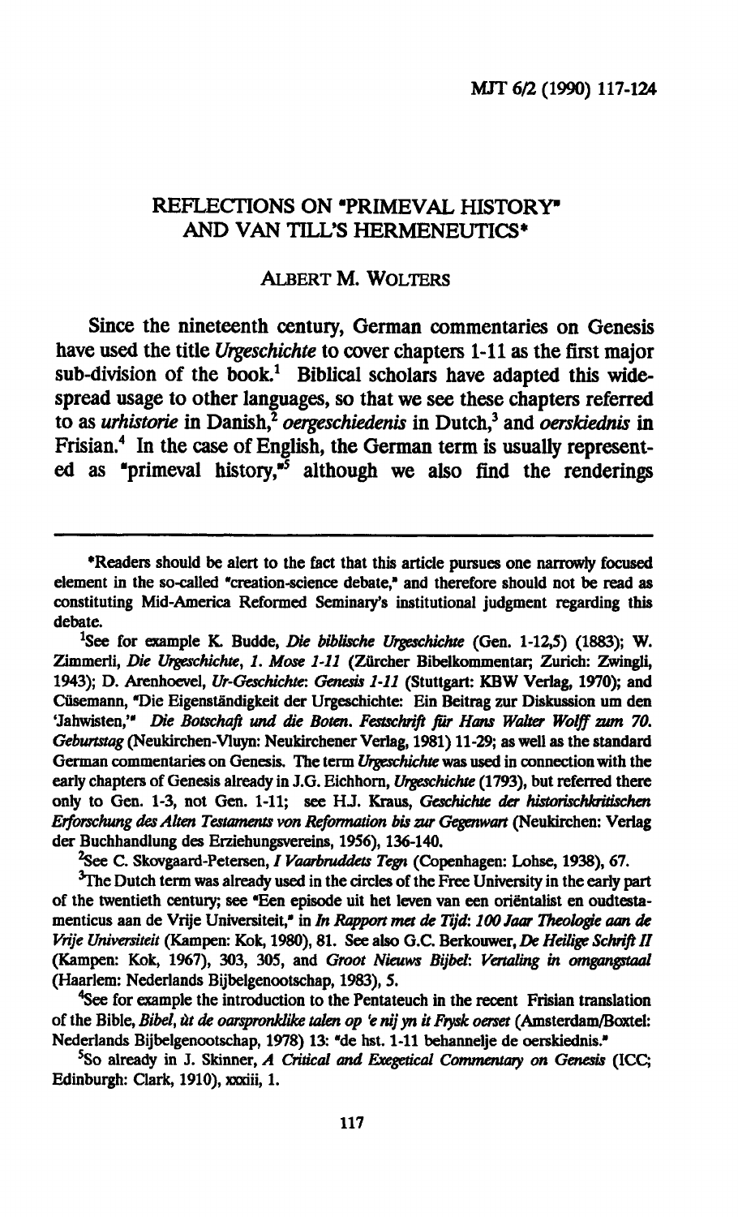# REFLECTIONS ON "PRIMEVAL HISTORY" AND VAN TILL'S HERMENEUTICS*

ALBERT M. WOLTERS

Since the nineteenth century, German commentaries on Genesis have used the title *Urgeschichte* to cover chapters 1-11 as the first major sub-division of the book.[1] Biblical scholars have adapted this widespread usage to other languages, so that we see these chapters referred to as *urhistorie* in Danish,[2] *oergeschiedenis* in Dutch,[3] and *oerskiednis* in Frisian.[4] In the case of English, the German term is usually represented as "primeval history,"[5] although we also find the renderings

---

*Readers should be alert to the fact that this article pursues one narrowly focused element in the so-called "creation-science debate," and therefore should not be read as constituting Mid-America Reformed Seminary's institutional judgment regarding this debate.

[1]See for example K. Budde, *Die biblische Urgeschichte* (Gen. 1-12,5) (1883); W. Zimmerli, *Die Urgeschichte, 1. Mose 1-11* (Zürcher Bibelkommentar; Zurich: Zwingli, 1943); D. Arenhoevel, *Ur-Geschichte: Genesis 1-11* (Stuttgart: KBW Verlag, 1970); and Cüsemann, "Die Eigenständigkeit der Urgeschichte: Ein Beitrag zur Diskussion um den 'Jahwisten,'" *Die Botschaft und die Boten. Festschrift für Hans Walter Wolff zum 70. Geburtstag* (Neukirchen-Vluyn: Neukirchener Verlag, 1981) 11-29; as well as the standard German commentaries on Genesis. The term *Urgeschichte* was used in connection with the early chapters of Genesis already in J.G. Eichhorn, *Urgeschichte* (1793), but referred there only to Gen. 1-3, not Gen. 1-11; see H.J. Kraus, *Geschichte der historischkritischen Erforschung des Alten Testaments von Reformation bis zur Gegenwart* (Neukirchen: Verlag der Buchhandlung des Erziehungsvereins, 1956), 136-140.

[2]See C. Skovgaard-Petersen, *I Vaarbruddets Tegn* (Copenhagen: Lohse, 1938), 67.

[3]The Dutch term was already used in the circles of the Free University in the early part of the twentieth century; see "Een episode uit het leven van een oriëntalist en oudtestamenticus aan de Vrije Universiteit," in *In Rapport met de Tijd: 100 Jaar Theologie aan de Vrije Universiteit* (Kampen: Kok, 1980), 81. See also G.C. Berkouwer, *De Heilige Schrift II* (Kampen: Kok, 1967), 303, 305, and *Groot Nieuws Bijbel: Vertaling in omgangstaal* (Haarlem: Nederlands Bijbelgenootschap, 1983), 5.

[4]See for example the introduction to the Pentateuch in the recent Frisian translation of the Bible, *Bibel, ùt de oarspronklike talen op 'e nij yn it Frysk oerset* (Amsterdam/Boxtel: Nederlands Bijbelgenootschap, 1978) 13: "de hst. 1-11 behannelje de oerskiednis."

[5]So already in J. Skinner, *A Critical and Exegetical Commentary on Genesis* (ICC; Edinburgh: Clark, 1910), xxxiii, 1.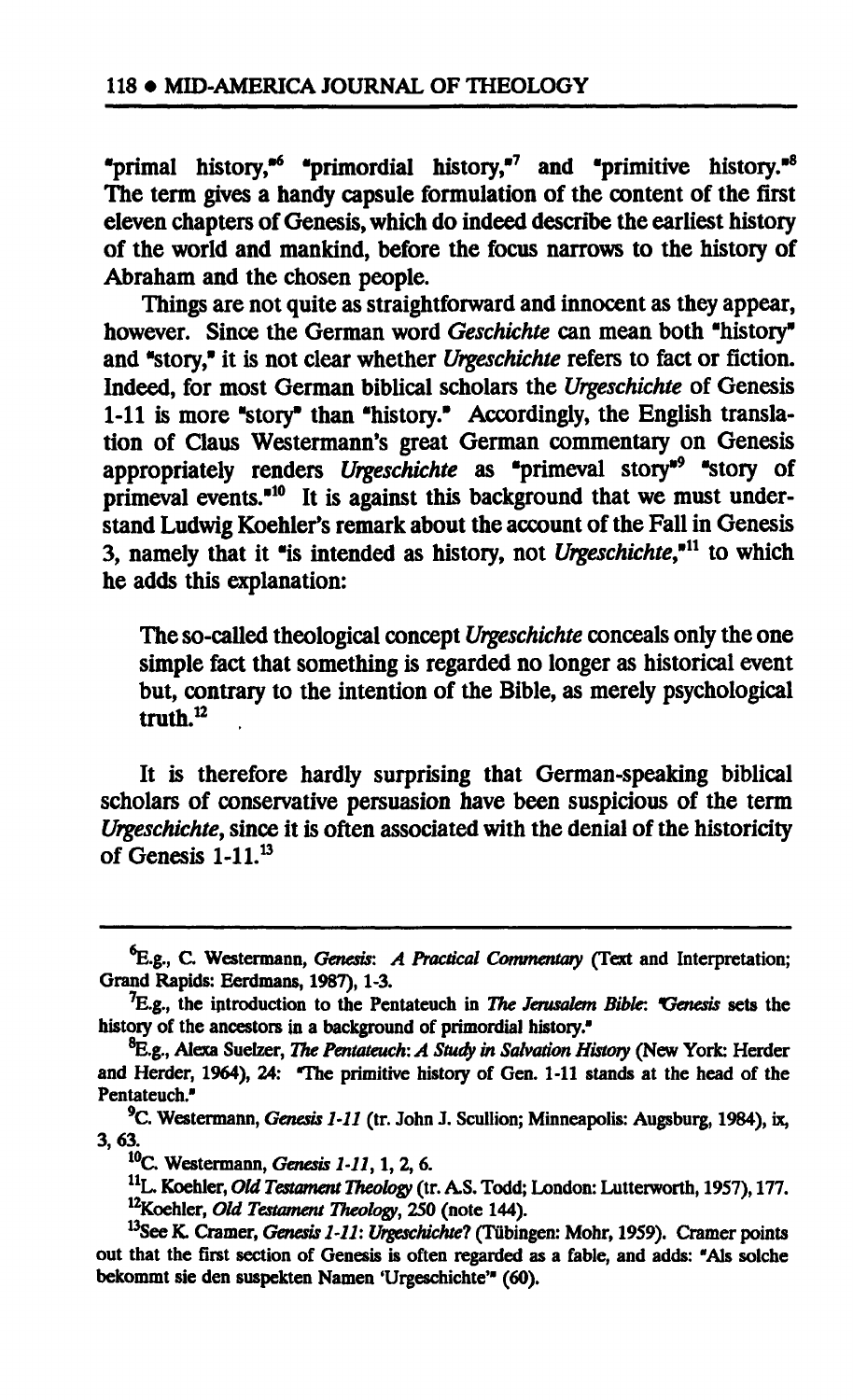"primal history,"[6] "primordial history,"[7] and "primitive history."[8] The term gives a handy capsule formulation of the content of the first eleven chapters of Genesis, which do indeed describe the earliest history of the world and mankind, before the focus narrows to the history of Abraham and the chosen people.

Things are not quite as straightforward and innocent as they appear, however. Since the German word *Geschichte* can mean both "history" and "story," it is not clear whether *Urgeschichte* refers to fact or fiction. Indeed, for most German biblical scholars the *Urgeschichte* of Genesis 1-11 is more "story" than "history." Accordingly, the English translation of Claus Westermann's great German commentary on Genesis appropriately renders *Urgeschichte* as "primeval story"[9] "story of primeval events."[10] It is against this background that we must understand Ludwig Koehler's remark about the account of the Fall in Genesis 3, namely that it "is intended as history, not *Urgeschichte*,"[11] to which he adds this explanation:

> The so-called theological concept *Urgeschichte* conceals only the one simple fact that something is regarded no longer as historical event but, contrary to the intention of the Bible, as merely psychological truth.[12]

It is therefore hardly surprising that German-speaking biblical scholars of conservative persuasion have been suspicious of the term *Urgeschichte*, since it is often associated with the denial of the historicity of Genesis 1-11.[13]

---

[6]E.g., C. Westermann, *Genesis: A Practical Commentary* (Text and Interpretation; Grand Rapids: Eerdmans, 1987), 1-3.

[7]E.g., the introduction to the Pentateuch in *The Jerusalem Bible*: "Genesis sets the history of the ancestors in a background of primordial history."

[8]E.g., Alexa Suelzer, *The Pentateuch: A Study in Salvation History* (New York: Herder and Herder, 1964), 24: "The primitive history of Gen. 1-11 stands at the head of the Pentateuch."

[9]C. Westermann, *Genesis 1-11* (tr. John J. Scullion; Minneapolis: Augsburg, 1984), ix, 3, 63.

[10]C. Westermann, *Genesis 1-11*, 1, 2, 6.

[11]L. Koehler, *Old Testament Theology* (tr. A.S. Todd; London: Lutterworth, 1957), 177.

[12]Koehler, *Old Testament Theology*, 250 (note 144).

[13]See K. Cramer, *Genesis 1-11: Urgeschichte?* (Tübingen: Mohr, 1959). Cramer points out that the first section of Genesis is often regarded as a fable, and adds: "Als solche bekommt sie den suspekten Namen 'Urgeschichte'" (60).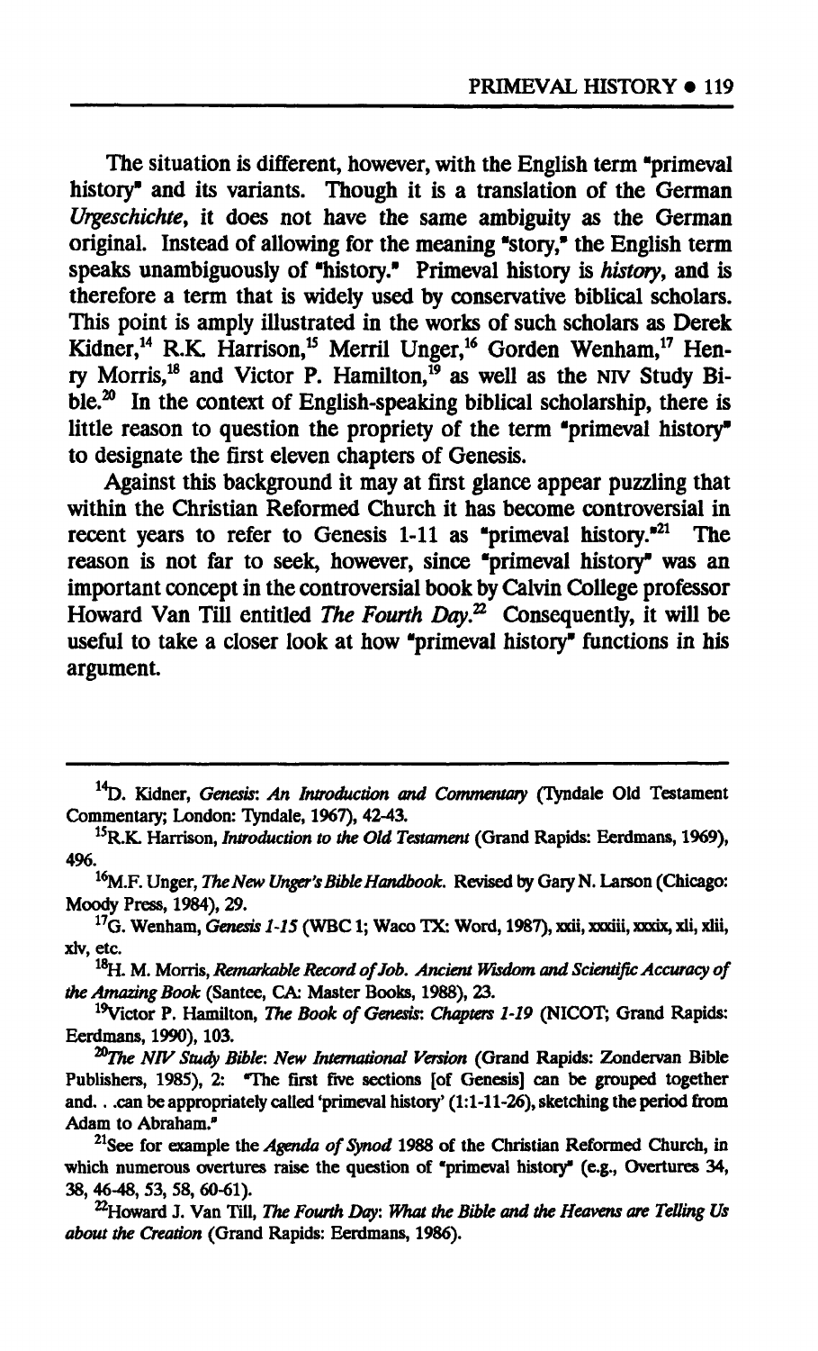The situation is different, however, with the English term "primeval history" and its variants. Though it is a translation of the German *Urgeschichte*, it does not have the same ambiguity as the German original. Instead of allowing for the meaning "story," the English term speaks unambiguously of "history." Primeval history is *history*, and is therefore a term that is widely used by conservative biblical scholars. This point is amply illustrated in the works of such scholars as Derek Kidner,[14] R.K. Harrison,[15] Merril Unger,[16] Gorden Wenham,[17] Henry Morris,[18] and Victor P. Hamilton,[19] as well as the NIV Study Bible.[20] In the context of English-speaking biblical scholarship, there is little reason to question the propriety of the term "primeval history" to designate the first eleven chapters of Genesis.

Against this background it may at first glance appear puzzling that within the Christian Reformed Church it has become controversial in recent years to refer to Genesis 1-11 as "primeval history."[21] The reason is not far to seek, however, since "primeval history" was an important concept in the controversial book by Calvin College professor Howard Van Till entitled *The Fourth Day*.[22] Consequently, it will be useful to take a closer look at how "primeval history" functions in his argument.

---

[14]D. Kidner, *Genesis: An Introduction and Commentary* (Tyndale Old Testament Commentary; London: Tyndale, 1967), 42-43.

[15]R.K. Harrison, *Introduction to the Old Testament* (Grand Rapids: Eerdmans, 1969), 496.

[16]M.F. Unger, *The New Unger's Bible Handbook*. Revised by Gary N. Larson (Chicago: Moody Press, 1984), 29.

[17]G. Wenham, *Genesis 1-15* (WBC 1; Waco TX: Word, 1987), xxii, xxxiii, xxxix, xli, xlii, xlv, etc.

[18]H. M. Morris, *Remarkable Record of Job. Ancient Wisdom and Scientific Accuracy of the Amazing Book* (Santee, CA: Master Books, 1988), 23.

[19]Victor P. Hamilton, *The Book of Genesis: Chapters 1-19* (NICOT; Grand Rapids: Eerdmans, 1990), 103.

[20]*The NIV Study Bible: New International Version* (Grand Rapids: Zondervan Bible Publishers, 1985), 2: "The first five sections [of Genesis] can be grouped together and. . .can be appropriately called 'primeval history' (1:1-11-26), sketching the period from Adam to Abraham."

[21]See for example the *Agenda of Synod* 1988 of the Christian Reformed Church, in which numerous overtures raise the question of "primeval history" (e.g., Overtures 34, 38, 46-48, 53, 58, 60-61).

[22]Howard J. Van Till, *The Fourth Day: What the Bible and the Heavens are Telling Us about the Creation* (Grand Rapids: Eerdmans, 1986).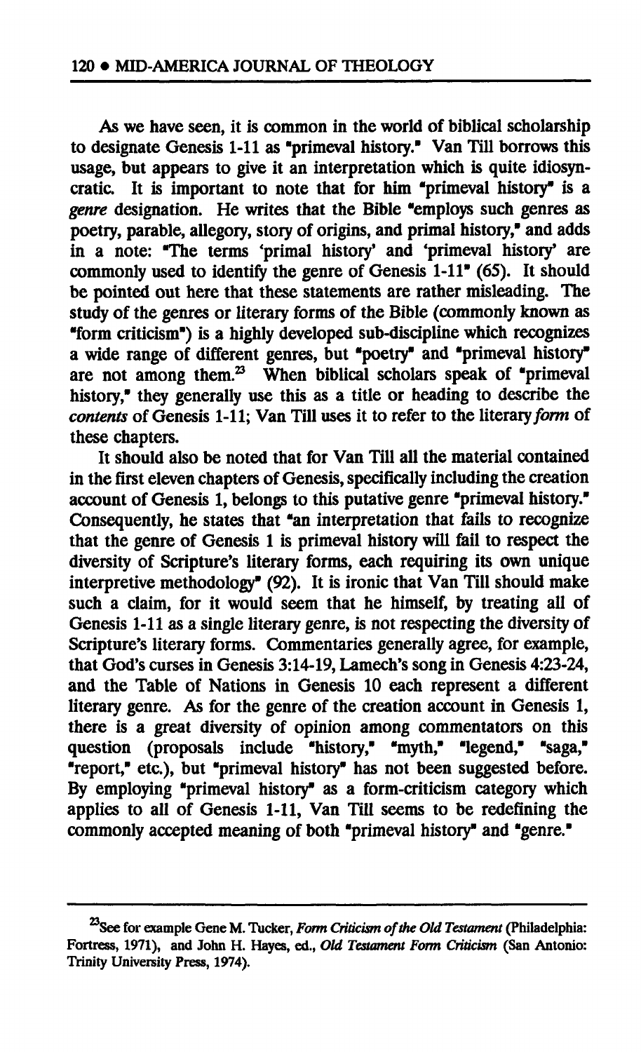As we have seen, it is common in the world of biblical scholarship to designate Genesis 1-11 as "primeval history." Van Till borrows this usage, but appears to give it an interpretation which is quite idiosyncratic. It is important to note that for him "primeval history" is a *genre* designation. He writes that the Bible "employs such genres as poetry, parable, allegory, story of origins, and primal history," and adds in a note: "The terms 'primal history' and 'primeval history' are commonly used to identify the genre of Genesis 1-11" (65). It should be pointed out here that these statements are rather misleading. The study of the genres or literary forms of the Bible (commonly known as "form criticism") is a highly developed sub-discipline which recognizes a wide range of different genres, but "poetry" and "primeval history" are not among them.[23] When biblical scholars speak of "primeval history," they generally use this as a title or heading to describe the *contents* of Genesis 1-11; Van Till uses it to refer to the literary *form* of these chapters.

It should also be noted that for Van Till all the material contained in the first eleven chapters of Genesis, specifically including the creation account of Genesis 1, belongs to this putative genre "primeval history." Consequently, he states that "an interpretation that fails to recognize that the genre of Genesis 1 is primeval history will fail to respect the diversity of Scripture's literary forms, each requiring its own unique interpretive methodology" (92). It is ironic that Van Till should make such a claim, for it would seem that he himself, by treating all of Genesis 1-11 as a single literary genre, is not respecting the diversity of Scripture's literary forms. Commentaries generally agree, for example, that God's curses in Genesis 3:14-19, Lamech's song in Genesis 4:23-24, and the Table of Nations in Genesis 10 each represent a different literary genre. As for the genre of the creation account in Genesis 1, there is a great diversity of opinion among commentators on this question (proposals include "history," "myth," "legend," "saga," "report," etc.), but "primeval history" has not been suggested before. By employing "primeval history" as a form-criticism category which applies to all of Genesis 1-11, Van Till seems to be redefining the commonly accepted meaning of both "primeval history" and "genre."

---

[23] See for example Gene M. Tucker, *Form Criticism of the Old Testament* (Philadelphia: Fortress, 1971), and John H. Hayes, ed., *Old Testament Form Criticism* (San Antonio: Trinity University Press, 1974).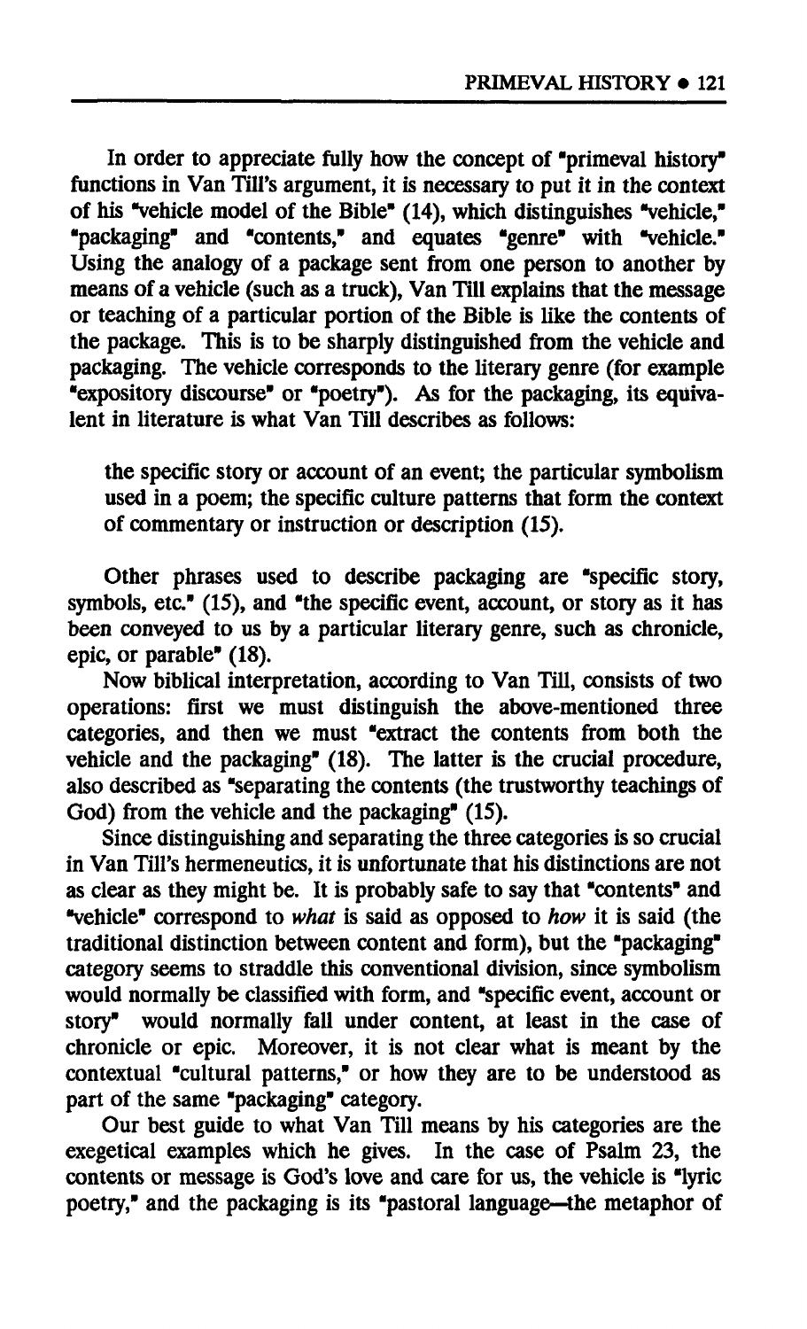In order to appreciate fully how the concept of "primeval history" functions in Van Till's argument, it is necessary to put it in the context of his "vehicle model of the Bible" (14), which distinguishes "vehicle," "packaging" and "contents," and equates "genre" with "vehicle." Using the analogy of a package sent from one person to another by means of a vehicle (such as a truck), Van Till explains that the message or teaching of a particular portion of the Bible is like the contents of the package. This is to be sharply distinguished from the vehicle and packaging. The vehicle corresponds to the literary genre (for example "expository discourse" or "poetry"). As for the packaging, its equivalent in literature is what Van Till describes as follows:

> the specific story or account of an event; the particular symbolism used in a poem; the specific culture patterns that form the context of commentary or instruction or description (15).

Other phrases used to describe packaging are "specific story, symbols, etc." (15), and "the specific event, account, or story as it has been conveyed to us by a particular literary genre, such as chronicle, epic, or parable" (18).

Now biblical interpretation, according to Van Till, consists of two operations: first we must distinguish the above-mentioned three categories, and then we must "extract the contents from both the vehicle and the packaging" (18). The latter is the crucial procedure, also described as "separating the contents (the trustworthy teachings of God) from the vehicle and the packaging" (15).

Since distinguishing and separating the three categories is so crucial in Van Till's hermeneutics, it is unfortunate that his distinctions are not as clear as they might be. It is probably safe to say that "contents" and "vehicle" correspond to *what* is said as opposed to *how* it is said (the traditional distinction between content and form), but the "packaging" category seems to straddle this conventional division, since symbolism would normally be classified with form, and "specific event, account or story" would normally fall under content, at least in the case of chronicle or epic. Moreover, it is not clear what is meant by the contextual "cultural patterns," or how they are to be understood as part of the same "packaging" category.

Our best guide to what Van Till means by his categories are the exegetical examples which he gives. In the case of Psalm 23, the contents or message is God's love and care for us, the vehicle is "lyric poetry," and the packaging is its "pastoral language—the metaphor of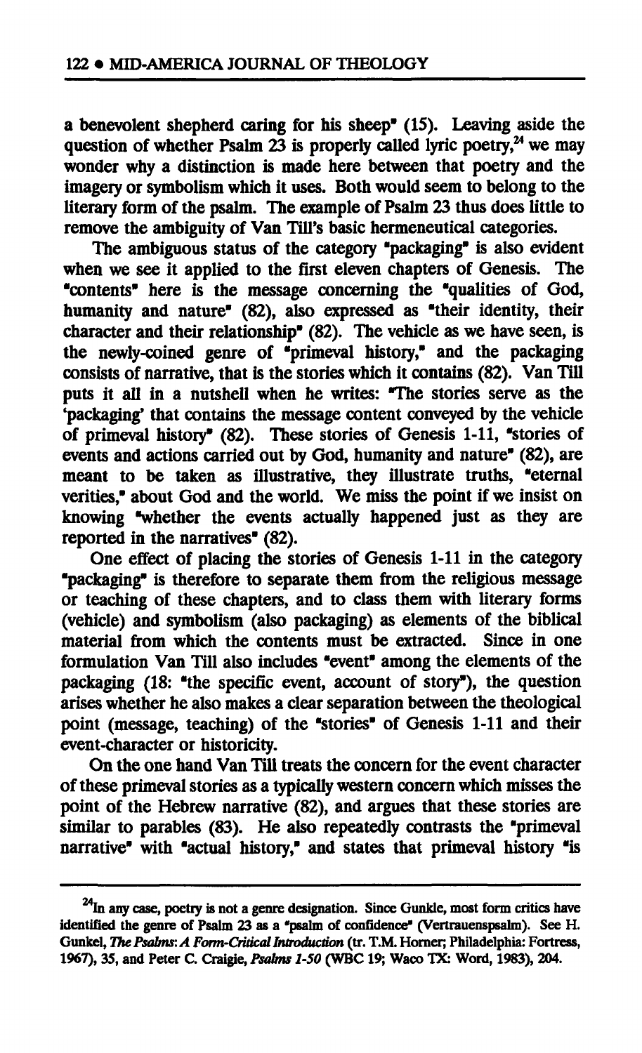a benevolent shepherd caring for his sheep" (15). Leaving aside the question of whether Psalm 23 is properly called lyric poetry,[24] we may wonder why a distinction is made here between that poetry and the imagery or symbolism which it uses. Both would seem to belong to the literary form of the psalm. The example of Psalm 23 thus does little to remove the ambiguity of Van Till's basic hermeneutical categories.

The ambiguous status of the category "packaging" is also evident when we see it applied to the first eleven chapters of Genesis. The "contents" here is the message concerning the "qualities of God, humanity and nature" (82), also expressed as "their identity, their character and their relationship" (82). The vehicle as we have seen, is the newly-coined genre of "primeval history," and the packaging consists of narrative, that is the stories which it contains (82). Van Till puts it all in a nutshell when he writes: "The stories serve as the 'packaging' that contains the message content conveyed by the vehicle of primeval history" (82). These stories of Genesis 1-11, "stories of events and actions carried out by God, humanity and nature" (82), are meant to be taken as illustrative, they illustrate truths, "eternal verities," about God and the world. We miss the point if we insist on knowing "whether the events actually happened just as they are reported in the narratives" (82).

One effect of placing the stories of Genesis 1-11 in the category "packaging" is therefore to separate them from the religious message or teaching of these chapters, and to class them with literary forms (vehicle) and symbolism (also packaging) as elements of the biblical material from which the contents must be extracted. Since in one formulation Van Till also includes "event" among the elements of the packaging (18: "the specific event, account of story"), the question arises whether he also makes a clear separation between the theological point (message, teaching) of the "stories" of Genesis 1-11 and their event-character or historicity.

On the one hand Van Till treats the concern for the event character of these primeval stories as a typically western concern which misses the point of the Hebrew narrative (82), and argues that these stories are similar to parables (83). He also repeatedly contrasts the "primeval narrative" with "actual history," and states that primeval history "is

---

[24] In any case, poetry is not a genre designation. Since Gunkle, most form critics have identified the genre of Psalm 23 as a "psalm of confidence" (Vertrauenspsalm). See H. Gunkel, *The Psalms: A Form-Critical Introduction* (tr. T.M. Horner; Philadelphia: Fortress, 1967), 35, and Peter C. Craigie, *Psalms 1-50* (WBC 19; Waco TX: Word, 1983), 204.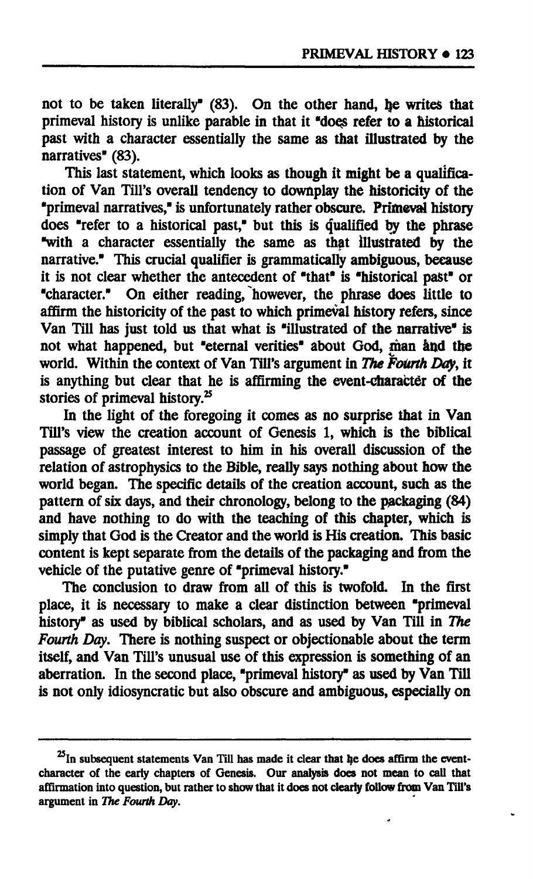not to be taken literally" (83). On the other hand, he writes that primeval history is unlike parable in that it "does refer to a historical past with a character essentially the same as that illustrated by the narratives" (83).

This last statement, which looks as though it might be a qualification of Van Till's overall tendency to downplay the historicity of the "primeval narratives," is unfortunately rather obscure. Primeval history does "refer to a historical past," but this is qualified by the phrase "with a character essentially the same as that illustrated by the narrative." This crucial qualifier is grammatically ambiguous, because it is not clear whether the antecedent of "that" is "historical past" or "character." On either reading, however, the phrase does little to affirm the historicity of the past to which primeval history refers, since Van Till has just told us that what is "illustrated of the narrative" is not what happened, but "eternal verities" about God, man and the world. Within the context of Van Till's argument in *The Fourth Day*, it is anything but clear that he is affirming the event-character of the stories of primeval history.[25]

In the light of the foregoing it comes as no surprise that in Van Till's view the creation account of Genesis 1, which is the biblical passage of greatest interest to him in his overall discussion of the relation of astrophysics to the Bible, really says nothing about how the world began. The specific details of the creation account, such as the pattern of six days, and their chronology, belong to the packaging (84) and have nothing to do with the teaching of this chapter, which is simply that God is the Creator and the world is His creation. This basic content is kept separate from the details of the packaging and from the vehicle of the putative genre of "primeval history."

The conclusion to draw from all of this is twofold. In the first place, it is necessary to make a clear distinction between "primeval history" as used by biblical scholars, and as used by Van Till in *The Fourth Day*. There is nothing suspect or objectionable about the term itself, and Van Till's unusual use of this expression is something of an aberration. In the second place, "primeval history" as used by Van Till is not only idiosyncratic but also obscure and ambiguous, especially on

---

[25] In subsequent statements Van Till has made it clear that he does affirm the event-character of the early chapters of Genesis. Our analysis does not mean to call that affirmation into question, but rather to show that it does not clearly follow from Van Till's argument in *The Fourth Day*.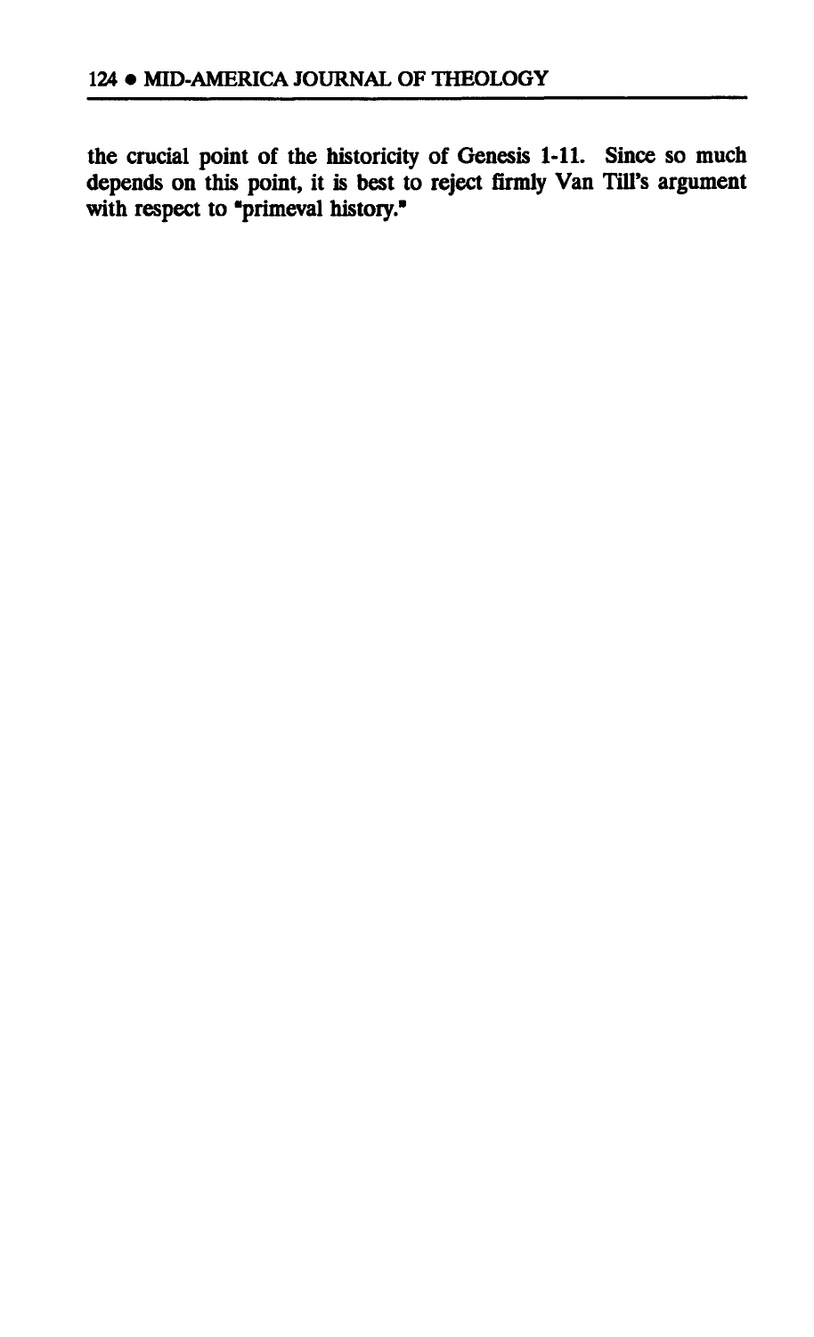the crucial point of the historicity of Genesis 1-11. Since so much depends on this point, it is best to reject firmly Van Till's argument with respect to "primeval history."